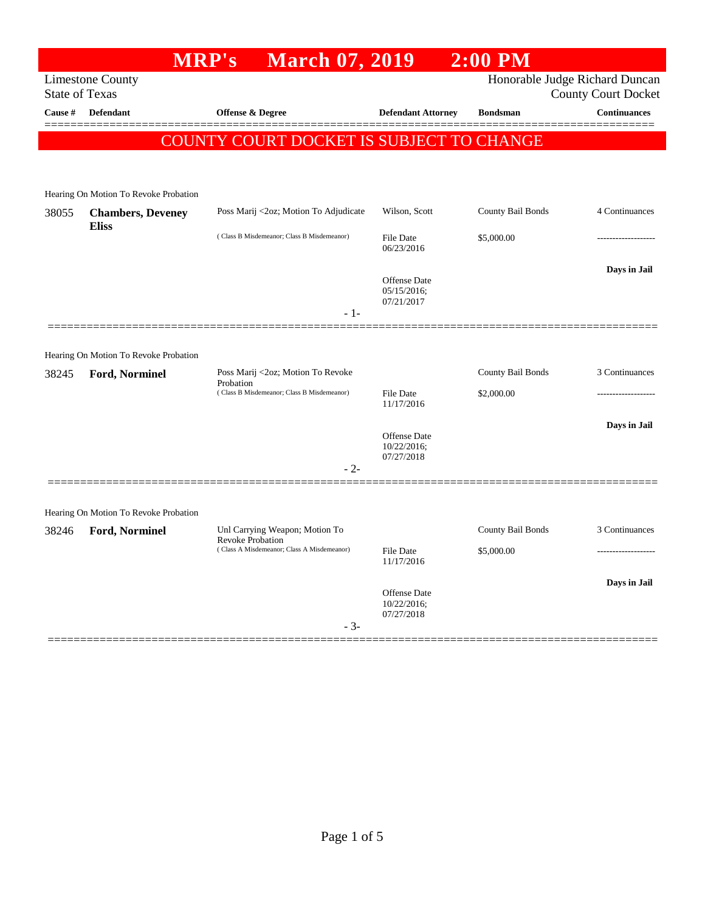# MRP's March 07, 2019 2:00 PM

Limestone County
State of Texas

Honorable Judge Richard Duncan
County Court Docket

| Cause # | Defendant | Offense & Degree | Defendant Attorney | Bondsman | Continuances |
|---|---|---|---|---|---|

## COUNTY COURT DOCKET IS SUBJECT TO CHANGE

Hearing On Motion To Revoke Probation

| Cause # | Defendant | Offense & Degree | Defendant Attorney | Bondsman | Continuances |
|---|---|---|---|---|---|
| 38055 | **Chambers, Deveney Eliss** | Poss Marij <2oz; Motion To Adjudicate ( Class B Misdemeanor; Class B Misdemeanor) | Wilson, Scott<br>File Date 06/23/2016<br>Offense Date 05/15/2016; 07/21/2017 | County Bail Bonds<br>$5,000.00 | 4 Continuances<br>-------------------<br>**Days in Jail** |

- 1-

Hearing On Motion To Revoke Probation

| Cause # | Defendant | Offense & Degree | Defendant Attorney | Bondsman | Continuances |
|---|---|---|---|---|---|
| 38245 | **Ford, Norminel** | Poss Marij <2oz; Motion To Revoke Probation ( Class B Misdemeanor; Class B Misdemeanor) | File Date 11/17/2016<br>Offense Date 10/22/2016; 07/27/2018 | County Bail Bonds<br>$2,000.00 | 3 Continuances<br>-------------------<br>**Days in Jail** |

- 2-

Hearing On Motion To Revoke Probation

| Cause # | Defendant | Offense & Degree | Defendant Attorney | Bondsman | Continuances |
|---|---|---|---|---|---|
| 38246 | **Ford, Norminel** | Unl Carrying Weapon; Motion To Revoke Probation ( Class A Misdemeanor; Class A Misdemeanor) | File Date 11/17/2016<br>Offense Date 10/22/2016; 07/27/2018 | County Bail Bonds<br>$5,000.00 | 3 Continuances<br>-------------------<br>**Days in Jail** |

- 3-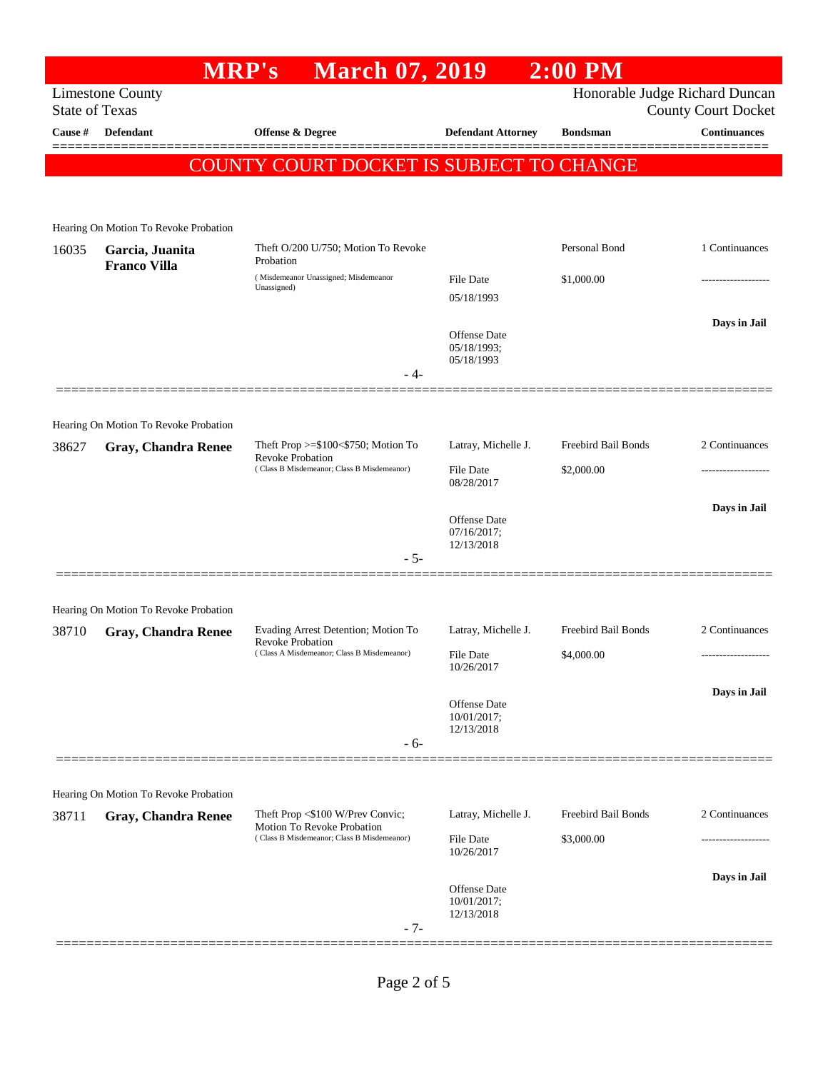# MRP's March 07, 2019 2:00 PM

Limestone County
State of Texas

Honorable Judge Richard Duncan
County Court Docket

| Cause # | Defendant | Offense & Degree | Defendant Attorney | Bondsman | Continuances |
|---|---|---|---|---|---|

COUNTY COURT DOCKET IS SUBJECT TO CHANGE

Hearing On Motion To Revoke Probation

| Cause # | Defendant | Offense & Degree | Defendant Attorney | Bondsman | Continuances |
|---|---|---|---|---|---|
| 16035 | **Garcia, Juanita Franco Villa** | Theft O/200 U/750; Motion To Revoke Probation ( Misdemeanor Unassigned; Misdemeanor Unassigned) | File Date 05/18/1993 | Personal Bond $1,000.00 | 1 Continuances |
| | | | Offense Date 05/18/1993; 05/18/1993 | | **Days in Jail** |

- 4-

Hearing On Motion To Revoke Probation

| Cause # | Defendant | Offense & Degree | Defendant Attorney | Bondsman | Continuances |
|---|---|---|---|---|---|
| 38627 | **Gray, Chandra Renee** | Theft Prop >=$100<$750; Motion To Revoke Probation ( Class B Misdemeanor; Class B Misdemeanor) | Latray, Michelle J. File Date 08/28/2017 | Freebird Bail Bonds $2,000.00 | 2 Continuances |
| | | | Offense Date 07/16/2017; 12/13/2018 | | **Days in Jail** |

- 5-

Hearing On Motion To Revoke Probation

| Cause # | Defendant | Offense & Degree | Defendant Attorney | Bondsman | Continuances |
|---|---|---|---|---|---|
| 38710 | **Gray, Chandra Renee** | Evading Arrest Detention; Motion To Revoke Probation ( Class A Misdemeanor; Class B Misdemeanor) | Latray, Michelle J. File Date 10/26/2017 | Freebird Bail Bonds $4,000.00 | 2 Continuances |
| | | | Offense Date 10/01/2017; 12/13/2018 | | **Days in Jail** |

- 6-

Hearing On Motion To Revoke Probation

| Cause # | Defendant | Offense & Degree | Defendant Attorney | Bondsman | Continuances |
|---|---|---|---|---|---|
| 38711 | **Gray, Chandra Renee** | Theft Prop <$100 W/Prev Convic; Motion To Revoke Probation ( Class B Misdemeanor; Class B Misdemeanor) | Latray, Michelle J. File Date 10/26/2017 | Freebird Bail Bonds $3,000.00 | 2 Continuances |
| | | | Offense Date 10/01/2017; 12/13/2018 | | **Days in Jail** |

- 7-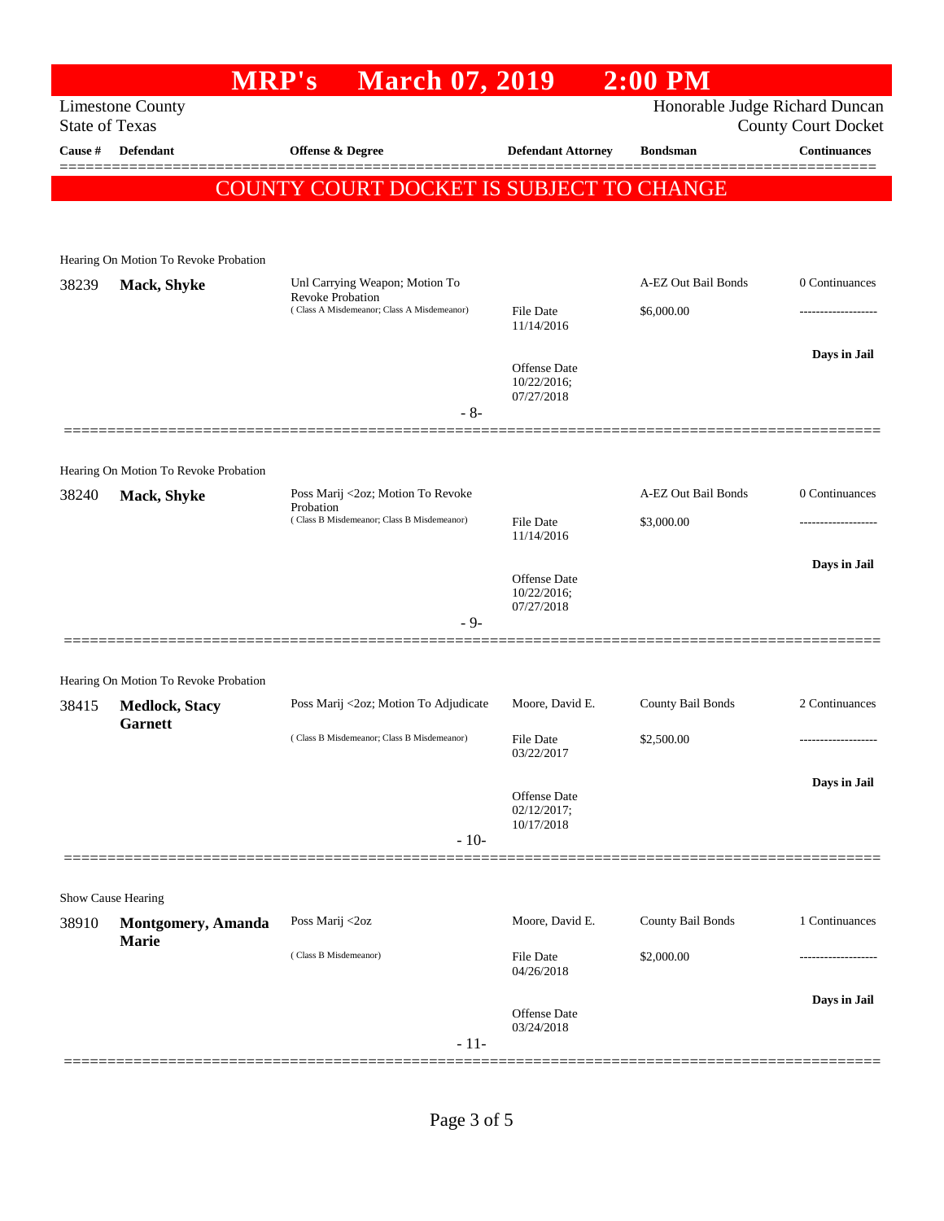# MRP's March 07, 2019 2:00 PM

Limestone County
State of Texas

Honorable Judge Richard Duncan
County Court Docket

| Cause # | Defendant | Offense & Degree | Defendant Attorney | Bondsman | Continuances |
|---|---|---|---|---|---|

**COUNTY COURT DOCKET IS SUBJECT TO CHANGE**

---

Hearing On Motion To Revoke Probation

| Cause # | Defendant | Offense & Degree | Defendant Attorney | Bondsman | Continuances |
|---|---|---|---|---|---|
| 38239 | **Mack, Shyke** | Unl Carrying Weapon; Motion To Revoke Probation (Class A Misdemeanor; Class A Misdemeanor) | File Date 11/14/2016<br>Offense Date 10/22/2016; 07/27/2018 | A-EZ Out Bail Bonds<br>$6,000.00 | 0 Continuances<br>-------------------<br>**Days in Jail** |

- 8-

---

Hearing On Motion To Revoke Probation

| Cause # | Defendant | Offense & Degree | Defendant Attorney | Bondsman | Continuances |
|---|---|---|---|---|---|
| 38240 | **Mack, Shyke** | Poss Marij <2oz; Motion To Revoke Probation (Class B Misdemeanor; Class B Misdemeanor) | File Date 11/14/2016<br>Offense Date 10/22/2016; 07/27/2018 | A-EZ Out Bail Bonds<br>$3,000.00 | 0 Continuances<br>-------------------<br>**Days in Jail** |

- 9-

---

Hearing On Motion To Revoke Probation

| Cause # | Defendant | Offense & Degree | Defendant Attorney | Bondsman | Continuances |
|---|---|---|---|---|---|
| 38415 | **Medlock, Stacy Garnett** | Poss Marij <2oz; Motion To Adjudicate (Class B Misdemeanor; Class B Misdemeanor) | Moore, David E.<br>File Date 03/22/2017<br>Offense Date 02/12/2017; 10/17/2018 | County Bail Bonds<br>$2,500.00 | 2 Continuances<br>-------------------<br>**Days in Jail** |

- 10-

---

Show Cause Hearing

| Cause # | Defendant | Offense & Degree | Defendant Attorney | Bondsman | Continuances |
|---|---|---|---|---|---|
| 38910 | **Montgomery, Amanda Marie** | Poss Marij <2oz (Class B Misdemeanor) | Moore, David E.<br>File Date 04/26/2018<br>Offense Date 03/24/2018 | County Bail Bonds<br>$2,000.00 | 1 Continuances<br>-------------------<br>**Days in Jail** |

- 11-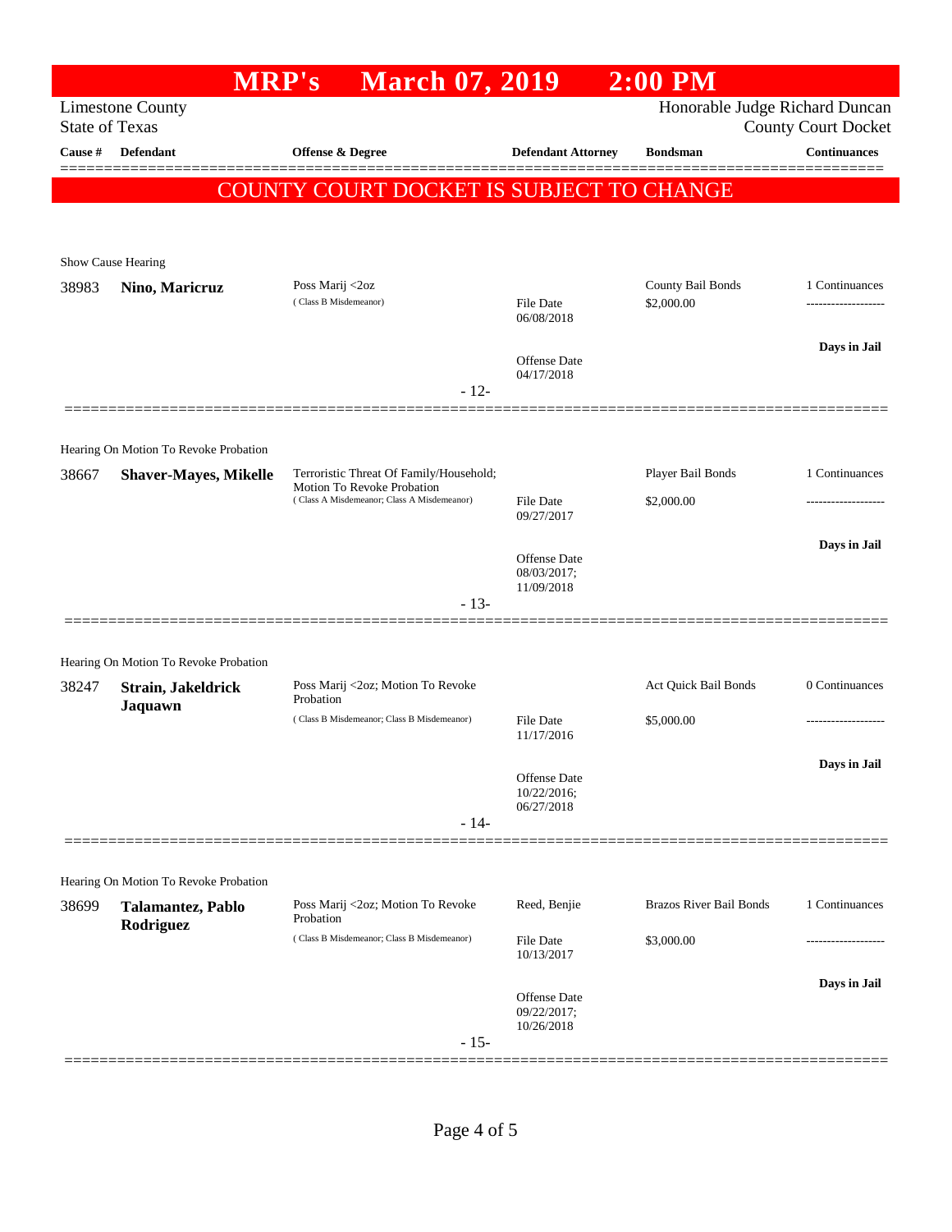# MRP's March 07, 2019 2:00 PM

Limestone County
State of Texas

Honorable Judge Richard Duncan
County Court Docket

| Cause # | Defendant | Offense & Degree | Defendant Attorney | Bondsman | Continuances |
|---|---|---|---|---|---|

**COUNTY COURT DOCKET IS SUBJECT TO CHANGE**

Show Cause Hearing

| Cause # | Defendant | Offense & Degree | Defendant Attorney | Bondsman | Continuances |
|---|---|---|---|---|---|
| 38983 | **Nino, Maricruz** | Poss Marij <2oz (Class B Misdemeanor) | File Date 06/08/2018; Offense Date 04/17/2018 | County Bail Bonds $2,000.00 | 1 Continuances; Days in Jail |

- 12-

Hearing On Motion To Revoke Probation

| Cause # | Defendant | Offense & Degree | Defendant Attorney | Bondsman | Continuances |
|---|---|---|---|---|---|
| 38667 | **Shaver-Mayes, Mikelle** | Terroristic Threat Of Family/Household; Motion To Revoke Probation (Class A Misdemeanor; Class A Misdemeanor) | File Date 09/27/2017; Offense Date 08/03/2017; 11/09/2018 | Player Bail Bonds $2,000.00 | 1 Continuances; Days in Jail |

- 13-

Hearing On Motion To Revoke Probation

| Cause # | Defendant | Offense & Degree | Defendant Attorney | Bondsman | Continuances |
|---|---|---|---|---|---|
| 38247 | **Strain, Jakeldrick Jaquawn** | Poss Marij <2oz; Motion To Revoke Probation (Class B Misdemeanor; Class B Misdemeanor) | File Date 11/17/2016; Offense Date 10/22/2016; 06/27/2018 | Act Quick Bail Bonds $5,000.00 | 0 Continuances; Days in Jail |

- 14-

Hearing On Motion To Revoke Probation

| Cause # | Defendant | Offense & Degree | Defendant Attorney | Bondsman | Continuances |
|---|---|---|---|---|---|
| 38699 | **Talamantez, Pablo Rodriguez** | Poss Marij <2oz; Motion To Revoke Probation (Class B Misdemeanor; Class B Misdemeanor) | Reed, Benjie; File Date 10/13/2017; Offense Date 09/22/2017; 10/26/2018 | Brazos River Bail Bonds $3,000.00 | 1 Continuances; Days in Jail |

- 15-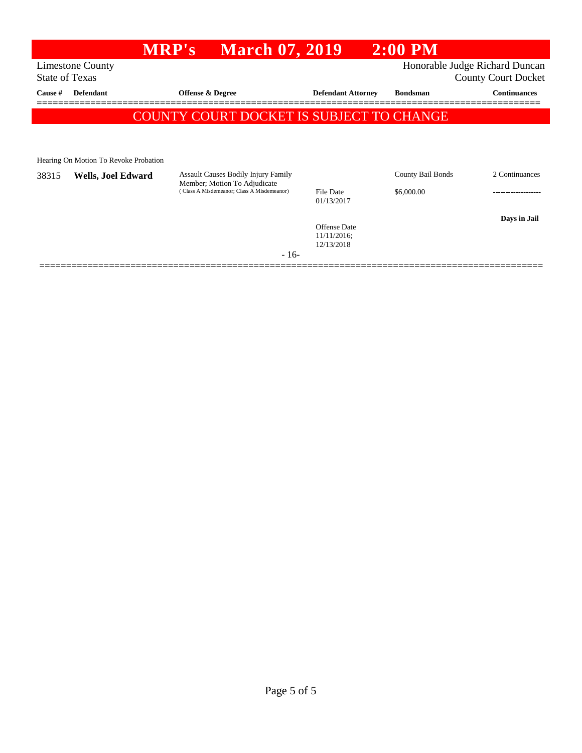# MRP's March 07, 2019 2:00 PM

Limestone County
State of Texas

Honorable Judge Richard Duncan
County Court Docket

## COUNTY COURT DOCKET IS SUBJECT TO CHANGE

Hearing On Motion To Revoke Probation

| Cause # | Defendant | Offense & Degree | Defendant Attorney | Bondsman | Continuances |
|---|---|---|---|---|---|
| 38315 | **Wells, Joel Edward** | Assault Causes Bodily Injury Family Member; Motion To Adjudicate<br>( Class A Misdemeanor; Class A Misdemeanor) | File Date<br>01/13/2017<br><br>Offense Date<br>11/11/2016;<br>12/13/2018 | County Bail Bonds<br>$6,000.00 | 2 Continuances<br>-------------------<br>**Days in Jail** |

- 16-